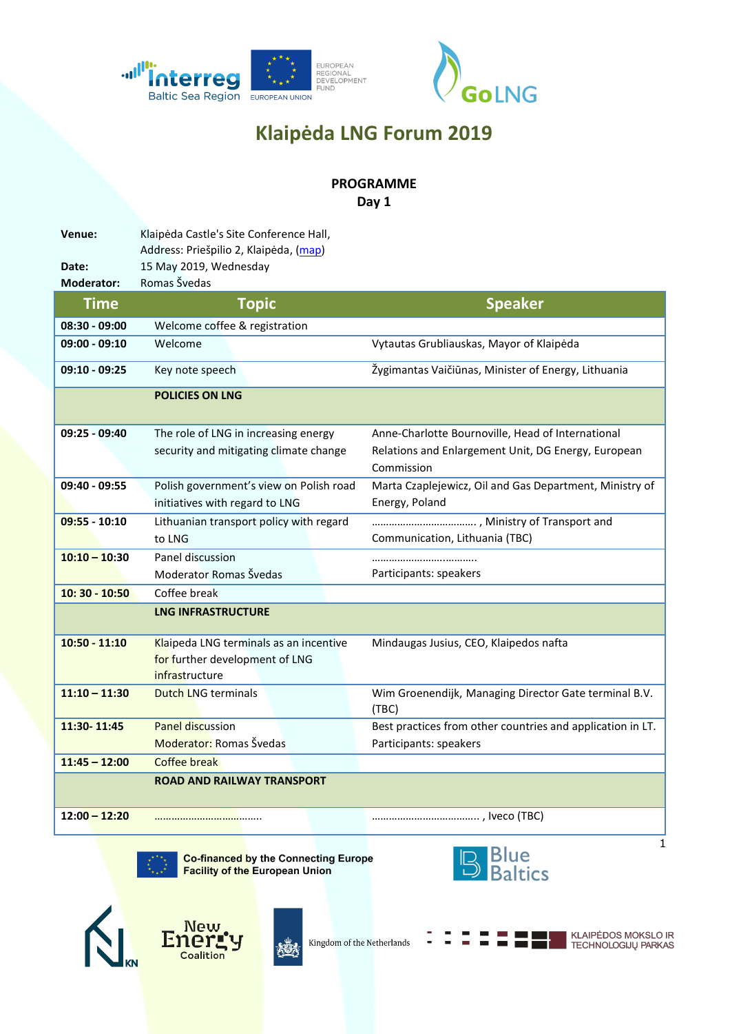# Klaipėda LNG Forum 2019

**PROGRAMME**
**Day 1**

**Venue:** Klaipėda Castle's Site Conference Hall, Address: Priešpilio 2, Klaipėda, (map)
**Date:** 15 May 2019, Wednesday
**Moderator:** Romas Švedas

| Time | Topic | Speaker |
|---|---|---|
| **08:30 - 09:00** | Welcome coffee & registration | |
| **09:00 - 09:10** | Welcome | Vytautas Grubliauskas, Mayor of Klaipėda |
| **09:10 - 09:25** | Key note speech | Žygimantas Vaičiūnas, Minister of Energy, Lithuania |
| | **POLICIES ON LNG** | |
| **09:25 - 09:40** | The role of LNG in increasing energy security and mitigating climate change | Anne-Charlotte Bournoville, Head of International Relations and Enlargement Unit, DG Energy, European Commission |
| **09:40 - 09:55** | Polish government's view on Polish road initiatives with regard to LNG | Marta Czaplejewicz, Oil and Gas Department, Ministry of Energy, Poland |
| **09:55 - 10:10** | Lithuanian transport policy with regard to LNG | ………………………………. , Ministry of Transport and Communication, Lithuania (TBC) |
| **10:10 – 10:30** | Panel discussion<br>Moderator Romas Švedas | ……………………………….<br>Participants: speakers |
| **10: 30 - 10:50** | Coffee break | |
| | **LNG INFRASTRUCTURE** | |
| **10:50 - 11:10** | Klaipeda LNG terminals as an incentive for further development of LNG infrastructure | Mindaugas Jusius, CEO, Klaipedos nafta |
| **11:10 – 11:30** | Dutch LNG terminals | Wim Groenendijk, Managing Director Gate terminal B.V. (TBC) |
| **11:30- 11:45** | Panel discussion<br>Moderator: Romas Švedas | Best practices from other countries and application in LT.<br>Participants: speakers |
| **11:45 – 12:00** | Coffee break | |
| | **ROAD AND RAILWAY TRANSPORT** | |
| **12:00 – 12:20** | ………………………………. | ………………………………. , Iveco (TBC) |

Co-financed by the Connecting Europe Facility of the European Union

Kingdom of the Netherlands

KLAIPĖDOS MOKSLO IR TECHNOLOGIJŲ PARKAS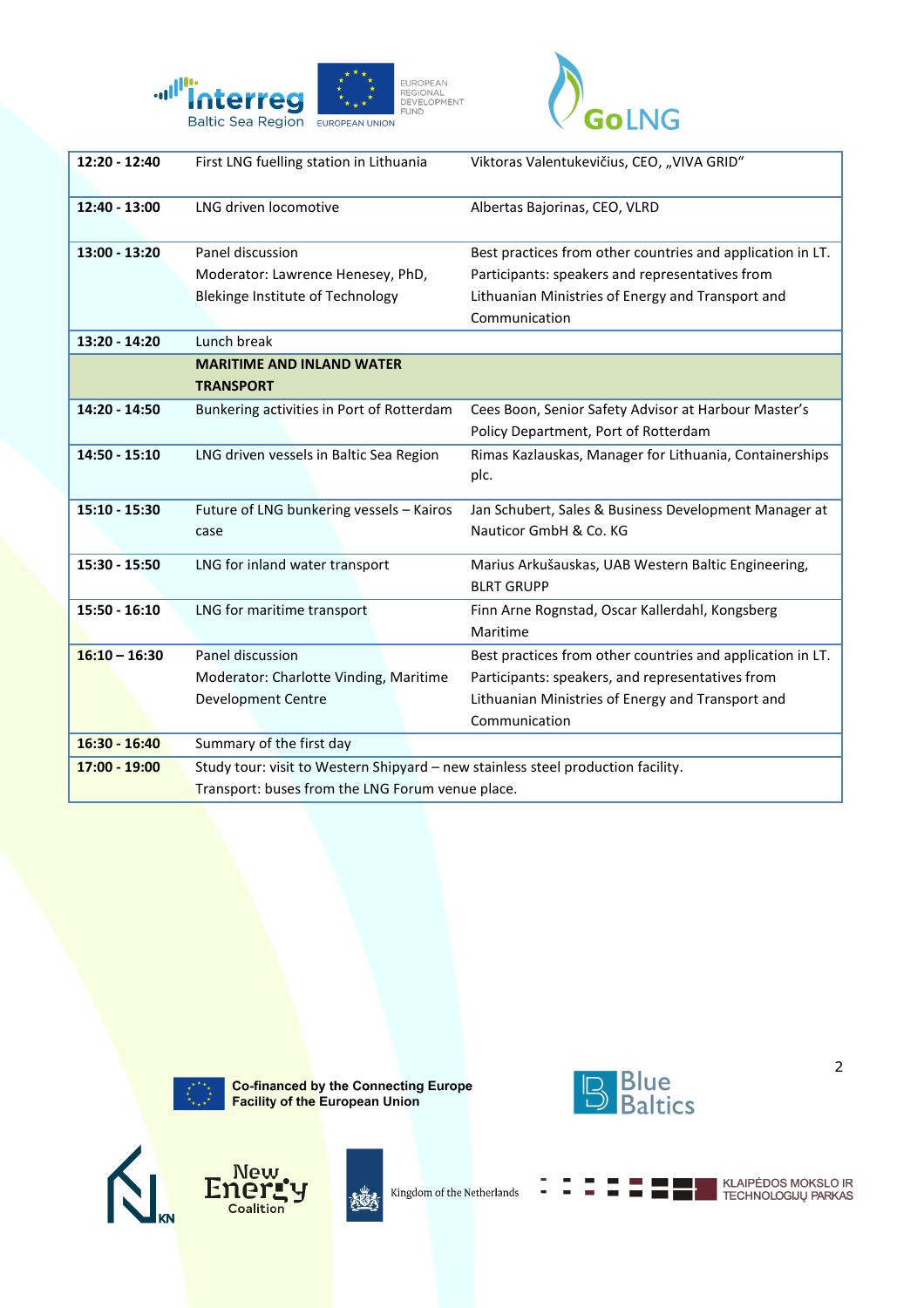| | | |
|---|---|---|
| **12:20 - 12:40** | First LNG fuelling station in Lithuania | Viktoras Valentukevičius, CEO, „VIVA GRID“ |
| **12:40 - 13:00** | LNG driven locomotive | Albertas Bajorinas, CEO, VLRD |
| **13:00 - 13:20** | Panel discussion<br>Moderator: Lawrence Henesey, PhD, Blekinge Institute of Technology | Best practices from other countries and application in LT. Participants: speakers and representatives from Lithuanian Ministries of Energy and Transport and Communication |
| **13:20 - 14:20** | Lunch break | |
| | **MARITIME AND INLAND WATER TRANSPORT** | |
| **14:20 - 14:50** | Bunkering activities in Port of Rotterdam | Cees Boon, Senior Safety Advisor at Harbour Master's Policy Department, Port of Rotterdam |
| **14:50 - 15:10** | LNG driven vessels in Baltic Sea Region | Rimas Kazlauskas, Manager for Lithuania, Containerships plc. |
| **15:10 - 15:30** | Future of LNG bunkering vessels – Kairos case | Jan Schubert, Sales & Business Development Manager at Nauticor GmbH & Co. KG |
| **15:30 - 15:50** | LNG for inland water transport | Marius Arkušauskas, UAB Western Baltic Engineering, BLRT GRUPP |
| **15:50 - 16:10** | LNG for maritime transport | Finn Arne Rognstad, Oscar Kallerdahl, Kongsberg Maritime |
| **16:10 – 16:30** | Panel discussion<br>Moderator: Charlotte Vinding, Maritime Development Centre | Best practices from other countries and application in LT. Participants: speakers, and representatives from Lithuanian Ministries of Energy and Transport and Communication |
| **16:30 - 16:40** | Summary of the first day | |
| **17:00 - 19:00** | Study tour: visit to Western Shipyard – new stainless steel production facility.<br>Transport: buses from the LNG Forum venue place. | |

Co-financed by the Connecting Europe Facility of the European Union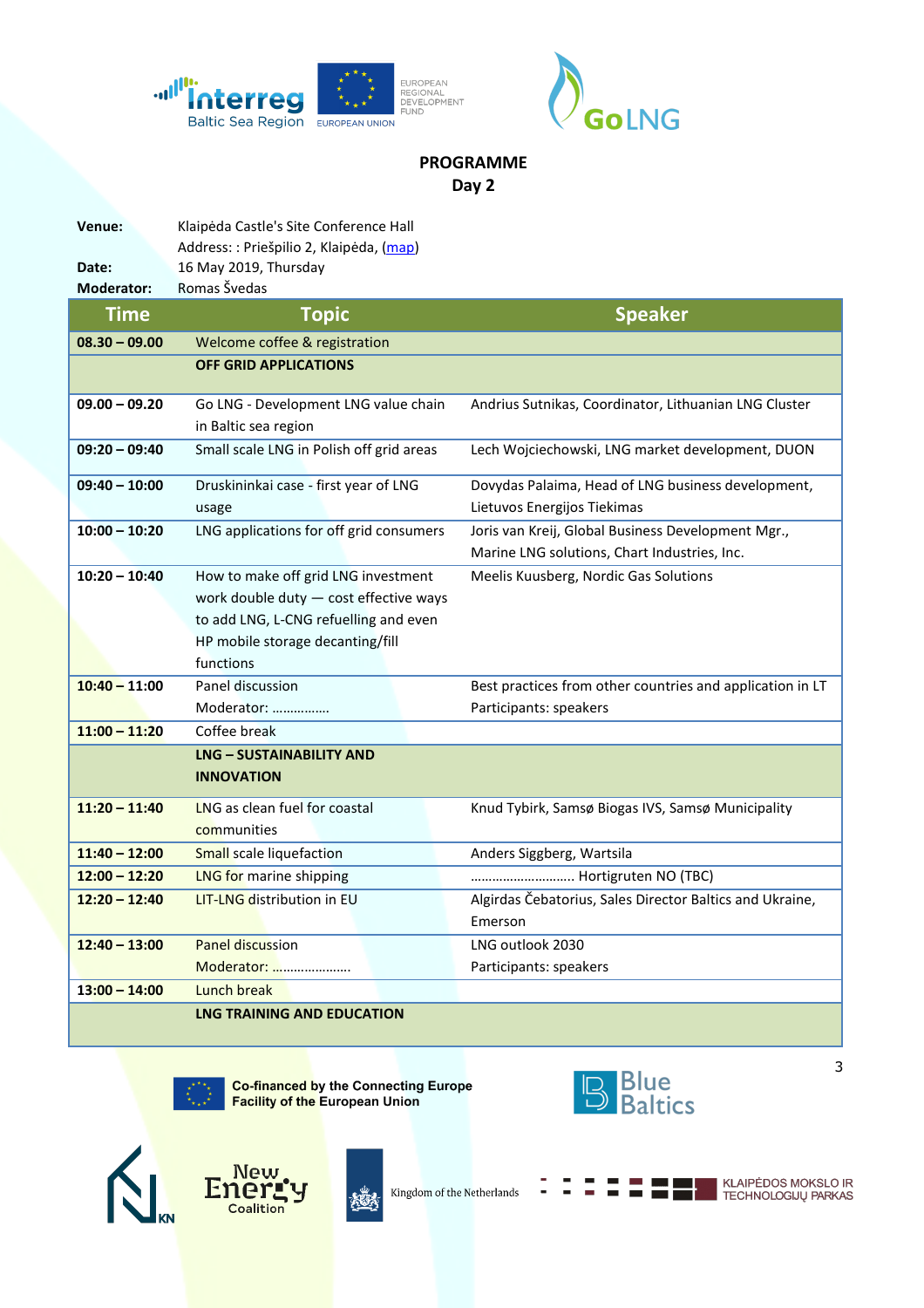**PROGRAMME**
**Day 2**

**Venue:** Klaipėda Castle's Site Conference Hall
Address: : Priešpilio 2, Klaipėda, (map)
**Date:** 16 May 2019, Thursday
**Moderator:** Romas Švedas

| Time | Topic | Speaker |
|---|---|---|
| **08.30 – 09.00** | Welcome coffee & registration | |
| | **OFF GRID APPLICATIONS** | |
| **09.00 – 09.20** | Go LNG - Development LNG value chain in Baltic sea region | Andrius Sutnikas, Coordinator, Lithuanian LNG Cluster |
| **09:20 – 09:40** | Small scale LNG in Polish off grid areas | Lech Wojciechowski, LNG market development, DUON |
| **09:40 – 10:00** | Druskininkai case - first year of LNG usage | Dovydas Palaima, Head of LNG business development, Lietuvos Energijos Tiekimas |
| **10:00 – 10:20** | LNG applications for off grid consumers | Joris van Kreij, Global Business Development Mgr., Marine LNG solutions, Chart Industries, Inc. |
| **10:20 – 10:40** | How to make off grid LNG investment work double duty — cost effective ways to add LNG, L-CNG refuelling and even HP mobile storage decanting/fill functions | Meelis Kuusberg, Nordic Gas Solutions |
| **10:40 – 11:00** | Panel discussion<br>Moderator: ……………. | Best practices from other countries and application in LT<br>Participants: speakers |
| **11:00 – 11:20** | Coffee break | |
| | **LNG – SUSTAINABILITY AND INNOVATION** | |
| **11:20 – 11:40** | LNG as clean fuel for coastal communities | Knud Tybirk, Samsø Biogas IVS, Samsø Municipality |
| **11:40 – 12:00** | Small scale liquefaction | Anders Siggberg, Wartsila |
| **12:00 – 12:20** | LNG for marine shipping | ………………………. Hortigruten NO (TBC) |
| **12:20 – 12:40** | LIT-LNG distribution in EU | Algirdas Čebatorius, Sales Director Baltics and Ukraine, Emerson |
| **12:40 – 13:00** | Panel discussion<br>Moderator: …………………. | LNG outlook 2030<br>Participants: speakers |
| **13:00 – 14:00** | Lunch break | |
| | **LNG TRAINING AND EDUCATION** | |

Co-financed by the Connecting Europe Facility of the European Union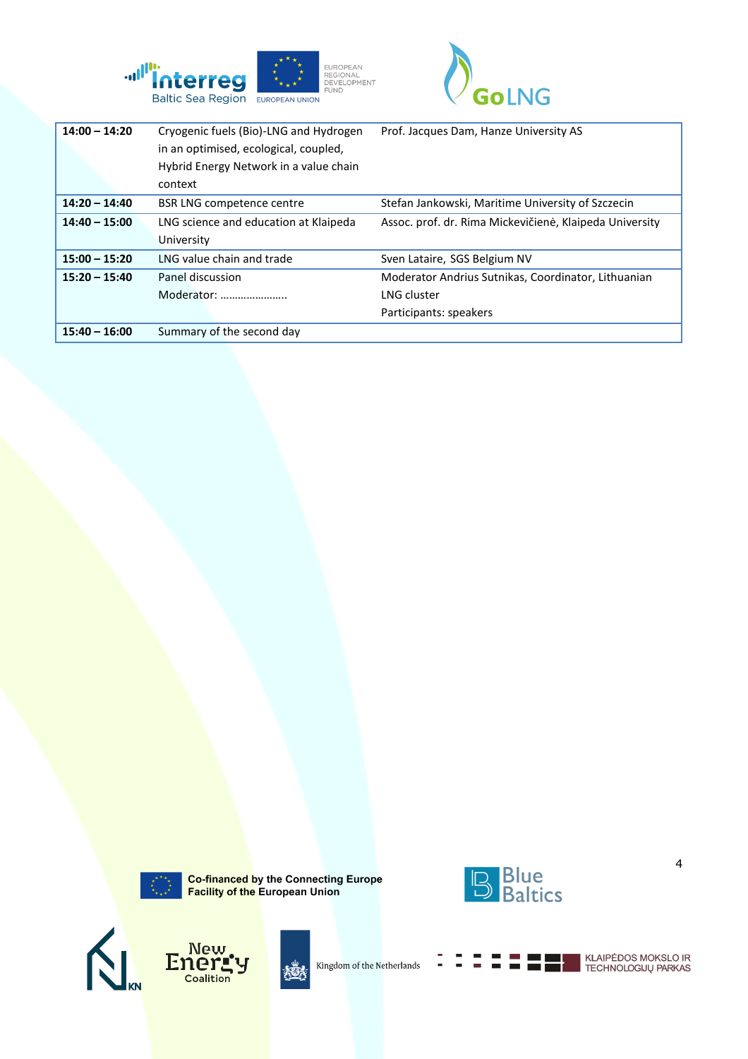| | | |
|---|---|---|
| **14:00 – 14:20** | Cryogenic fuels (Bio)-LNG and Hydrogen in an optimised, ecological, coupled, Hybrid Energy Network in a value chain context | Prof. Jacques Dam, Hanze University AS |
| **14:20 – 14:40** | BSR LNG competence centre | Stefan Jankowski, Maritime University of Szczecin |
| **14:40 – 15:00** | LNG science and education at Klaipeda University | Assoc. prof. dr. Rima Mickevičienė, Klaipeda University |
| **15:00 – 15:20** | LNG value chain and trade | Sven Lataire, SGS Belgium NV |
| **15:20 – 15:40** | Panel discussion<br>Moderator: ………………….. | Moderator Andrius Sutnikas, Coordinator, Lithuanian LNG cluster<br>Participants: speakers |
| **15:40 – 16:00** | Summary of the second day | |

Co-financed by the Connecting Europe Facility of the European Union

Blue Baltics

New Energy Coalition

Kingdom of the Netherlands

KLAIPĖDOS MOKSLO IR TECHNOLOGIJŲ PARKAS